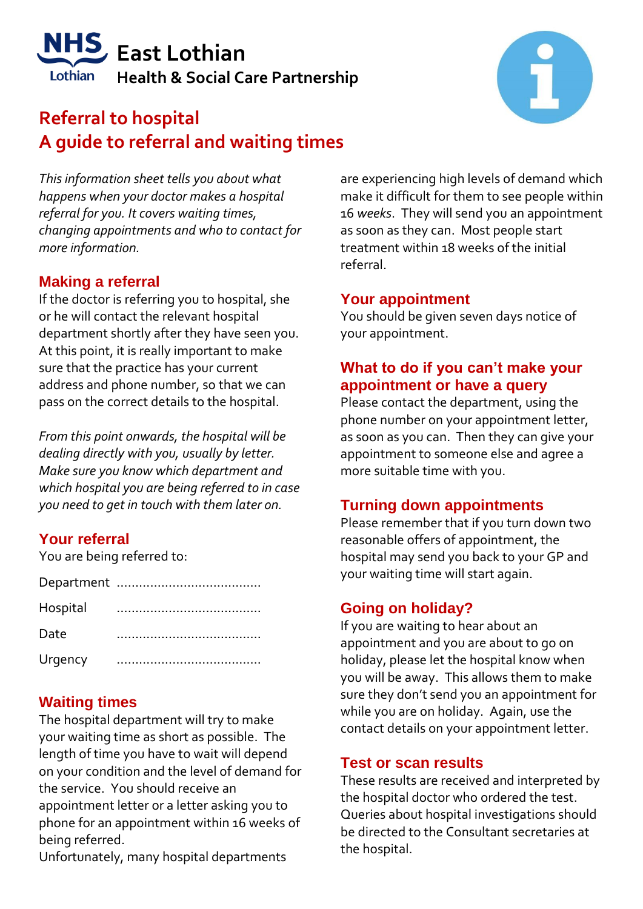NHS Lothian

# East Lothian Health & Social Care Partnership

## Referral to hospital
## A guide to referral and waiting times

*This information sheet tells you about what happens when your doctor makes a hospital referral for you. It covers waiting times, changing appointments and who to contact for more information.*

### Making a referral

If the doctor is referring you to hospital, she or he will contact the relevant hospital department shortly after they have seen you. At this point, it is really important to make sure that the practice has your current address and phone number, so that we can pass on the correct details to the hospital.

*From this point onwards, the hospital will be dealing directly with you, usually by letter. Make sure you know which department and which hospital you are being referred to in case you need to get in touch with them later on.*

### Your referral

You are being referred to:

Department ......................................

Hospital ......................................

Date ......................................

Urgency ......................................

### Waiting times

The hospital department will try to make your waiting time as short as possible. The length of time you have to wait will depend on your condition and the level of demand for the service. You should receive an appointment letter or a letter asking you to phone for an appointment within 16 weeks of being referred.

Unfortunately, many hospital departments are experiencing high levels of demand which make it difficult for them to see people within 16 *weeks*. They will send you an appointment as soon as they can. Most people start treatment within 18 weeks of the initial referral.

### Your appointment

You should be given seven days notice of your appointment.

### What to do if you can't make your appointment or have a query

Please contact the department, using the phone number on your appointment letter, as soon as you can. Then they can give your appointment to someone else and agree a more suitable time with you.

### Turning down appointments

Please remember that if you turn down two reasonable offers of appointment, the hospital may send you back to your GP and your waiting time will start again.

### Going on holiday?

If you are waiting to hear about an appointment and you are about to go on holiday, please let the hospital know when you will be away. This allows them to make sure they don't send you an appointment for while you are on holiday. Again, use the contact details on your appointment letter.

### Test or scan results

These results are received and interpreted by the hospital doctor who ordered the test. Queries about hospital investigations should be directed to the Consultant secretaries at the hospital.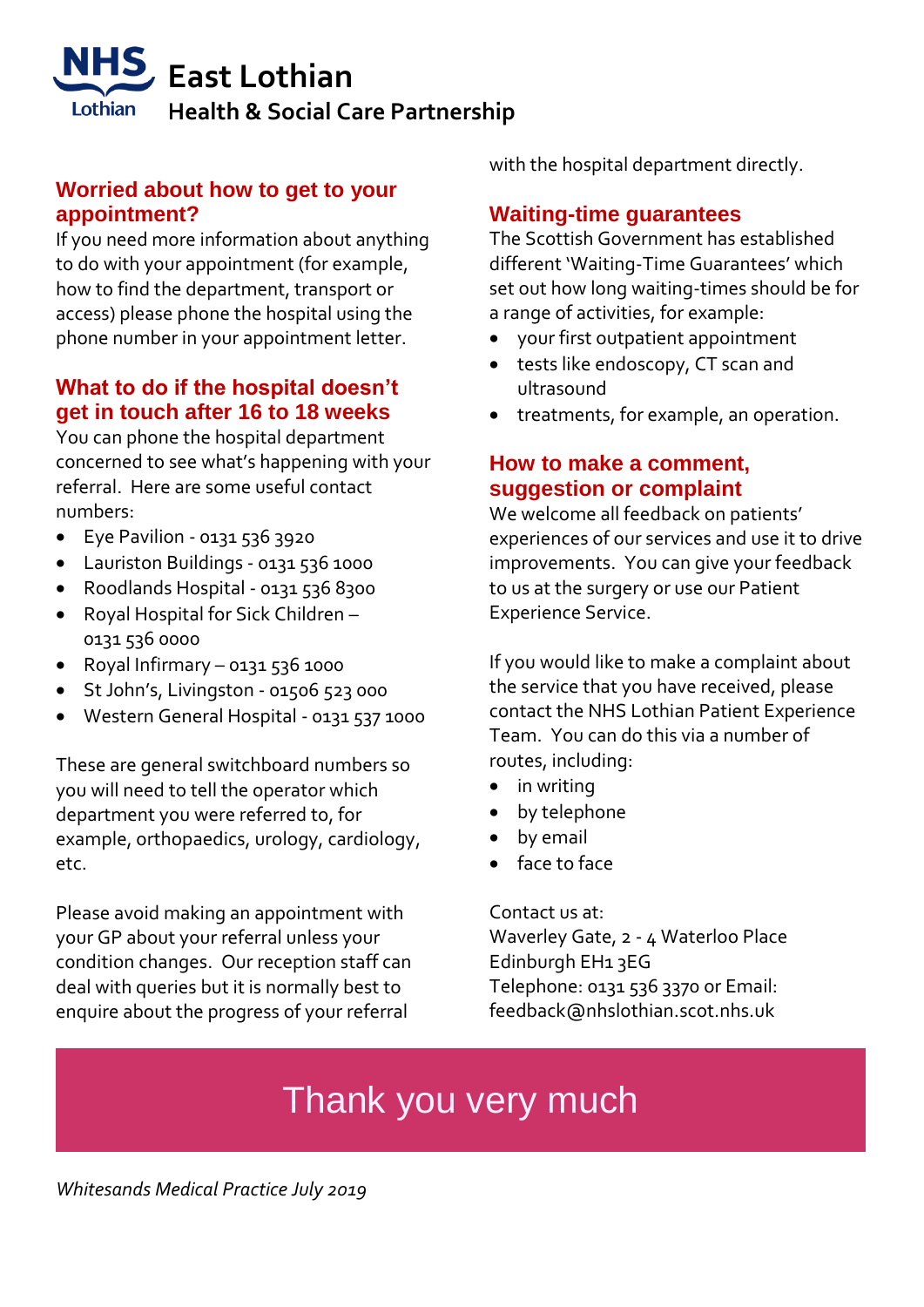# NHS Lothian East Lothian Health & Social Care Partnership

## Worried about how to get to your appointment?

If you need more information about anything to do with your appointment (for example, how to find the department, transport or access) please phone the hospital using the phone number in your appointment letter.

## What to do if the hospital doesn't get in touch after 16 to 18 weeks

You can phone the hospital department concerned to see what's happening with your referral. Here are some useful contact numbers:

- Eye Pavilion - 0131 536 3920
- Lauriston Buildings - 0131 536 1000
- Roodlands Hospital - 0131 536 8300
- Royal Hospital for Sick Children – 0131 536 0000
- Royal Infirmary – 0131 536 1000
- St John's, Livingston - 01506 523 000
- Western General Hospital - 0131 537 1000

These are general switchboard numbers so you will need to tell the operator which department you were referred to, for example, orthopaedics, urology, cardiology, etc.

Please avoid making an appointment with your GP about your referral unless your condition changes. Our reception staff can deal with queries but it is normally best to enquire about the progress of your referral with the hospital department directly.

## Waiting-time guarantees

The Scottish Government has established different 'Waiting-Time Guarantees' which set out how long waiting-times should be for a range of activities, for example:

- your first outpatient appointment
- tests like endoscopy, CT scan and ultrasound
- treatments, for example, an operation.

## How to make a comment, suggestion or complaint

We welcome all feedback on patients' experiences of our services and use it to drive improvements. You can give your feedback to us at the surgery or use our Patient Experience Service.

If you would like to make a complaint about the service that you have received, please contact the NHS Lothian Patient Experience Team. You can do this via a number of routes, including:

- in writing
- by telephone
- by email
- face to face

Contact us at:
Waverley Gate, 2 - 4 Waterloo Place
Edinburgh EH1 3EG
Telephone: 0131 536 3370 or Email: feedback@nhslothian.scot.nhs.uk

**Thank you very much**

*Whitesands Medical Practice July 2019*